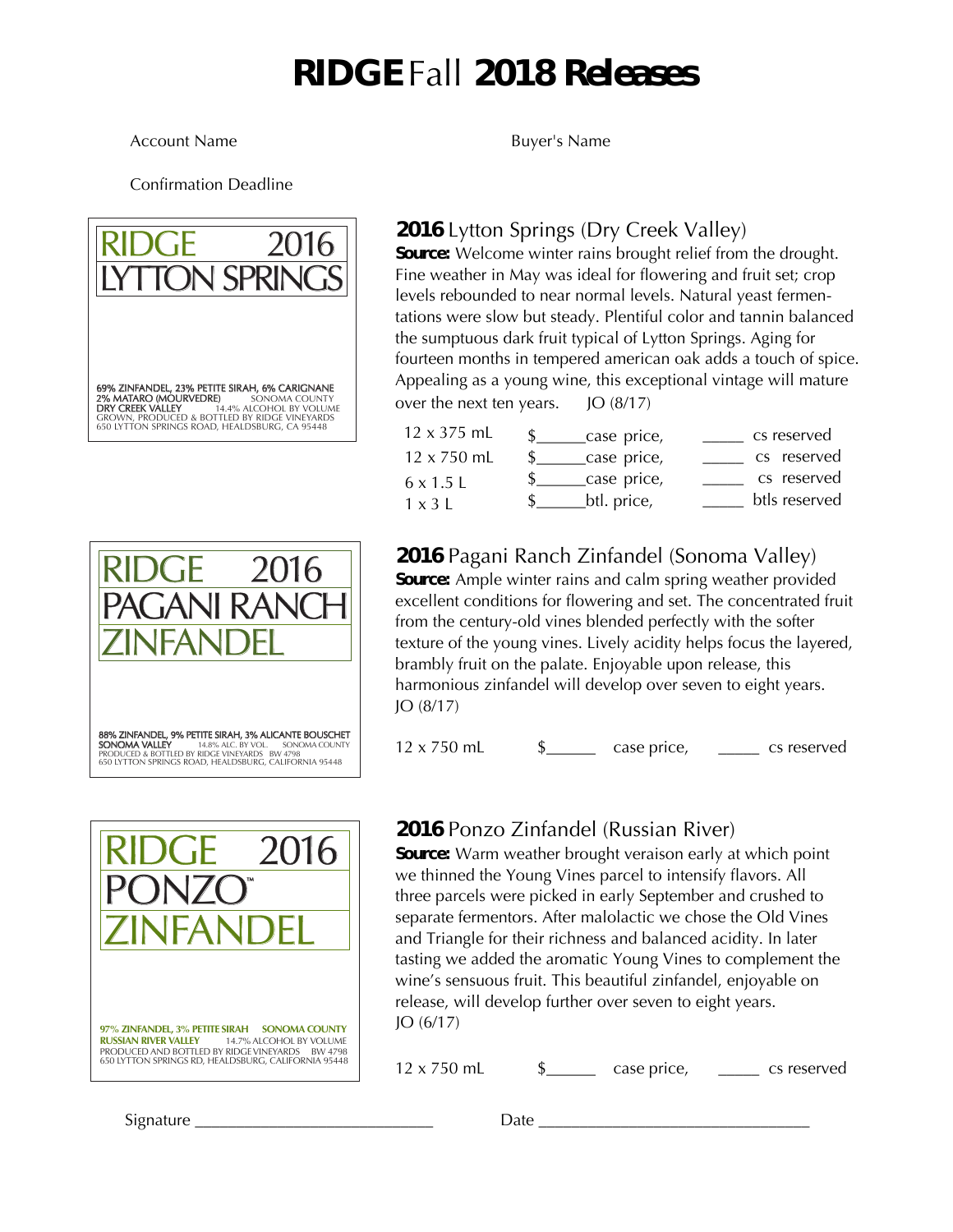# RIDGE Fall 2018 Releases

Account Name

Buyer's Name

Confirmation Deadline

RIDGE 2016
LYTTON SPRINGS

69% ZINFANDEL, 23% PETITE SIRAH, 6% CARIGNANE
2% MATARO (MOURVEDRE) SONOMA COUNTY
DRY CREEK VALLEY 14.4% ALCOHOL BY VOLUME
GROWN, PRODUCED & BOTTLED BY RIDGE VINEYARDS
650 LYTTON SPRINGS ROAD, HEALDSBURG, CA 95448

## 2016 Lytton Springs (Dry Creek Valley)

**Source:** Welcome winter rains brought relief from the drought. Fine weather in May was ideal for flowering and fruit set; crop levels rebounded to near normal levels. Natural yeast fermentations were slow but steady. Plentiful color and tannin balanced the sumptuous dark fruit typical of Lytton Springs. Aging for fourteen months in tempered american oak adds a touch of spice. Appealing as a young wine, this exceptional vintage will mature over the next ten years. JO (8/17)

| | | |
|---|---|---|
| 12 x 375 mL | $______case price, | _____ cs reserved |
| 12 x 750 mL | $______case price, | _____ cs reserved |
| 6 x 1.5 L | $______case price, | _____ cs reserved |
| 1 x 3 L | $______btl. price, | _____ btls reserved |

RIDGE 2016
PAGANI RANCH
ZINFANDEL

88% ZINFANDEL, 9% PETITE SIRAH, 3% ALICANTE BOUSCHET
SONOMA VALLEY 14.8% ALC. BY VOL. SONOMA COUNTY
PRODUCED & BOTTLED BY RIDGE VINEYARDS BW 4798
650 LYTTON SPRINGS ROAD, HEALDSBURG, CALIFORNIA 95448

## 2016 Pagani Ranch Zinfandel (Sonoma Valley)

**Source:** Ample winter rains and calm spring weather provided excellent conditions for flowering and set. The concentrated fruit from the century-old vines blended perfectly with the softer texture of the young vines. Lively acidity helps focus the layered, brambly fruit on the palate. Enjoyable upon release, this harmonious zinfandel will develop over seven to eight years. JO (8/17)

12 x 750 mL $______ case price, _____ cs reserved

RIDGE 2016
PONZO™
ZINFANDEL

97% ZINFANDEL, 3% PETITE SIRAH SONOMA COUNTY
RUSSIAN RIVER VALLEY 14.7% ALCOHOL BY VOLUME
PRODUCED AND BOTTLED BY RIDGE VINEYARDS BW 4798
650 LYTTON SPRINGS RD, HEALDSBURG, CALIFORNIA 95448

## 2016 Ponzo Zinfandel (Russian River)

**Source:** Warm weather brought veraison early at which point we thinned the Young Vines parcel to intensify flavors. All three parcels were picked in early September and crushed to separate fermentors. After malolactic we chose the Old Vines and Triangle for their richness and balanced acidity. In later tasting we added the aromatic Young Vines to complement the wine's sensuous fruit. This beautiful zinfandel, enjoyable on release, will develop further over seven to eight years. JO (6/17)

12 x 750 mL $______ case price, _____ cs reserved

Signature ____________________________ Date ________________________________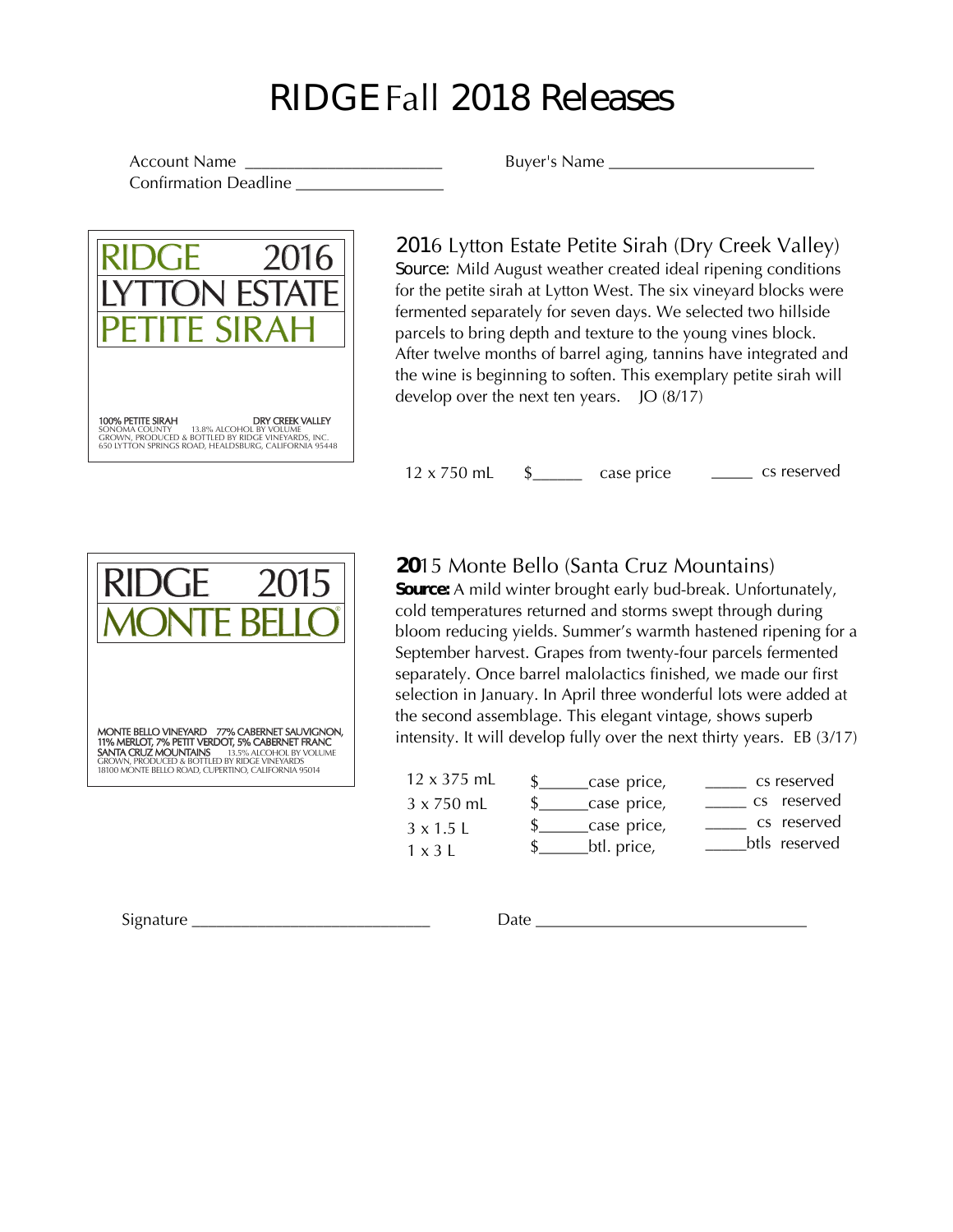# RIDGE Fall 2018 Releases

Account Name ______________________ Buyer's Name ______________________

Confirmation Deadline ________________

RIDGE 2016
LYTTON ESTATE
PETITE SIRAH

100% PETITE SIRAH DRY CREEK VALLEY
SONOMA COUNTY 13.8% ALCOHOL BY VOLUME
GROWN, PRODUCED & BOTTLED BY RIDGE VINEYARDS, INC.
650 LYTTON SPRINGS ROAD, HEALDSBURG, CALIFORNIA 95448

## 2016 Lytton Estate Petite Sirah (Dry Creek Valley)

**Source:** Mild August weather created ideal ripening conditions for the petite sirah at Lytton West. The six vineyard blocks were fermented separately for seven days. We selected two hillside parcels to bring depth and texture to the young vines block. After twelve months of barrel aging, tannins have integrated and the wine is beginning to soften. This exemplary petite sirah will develop over the next ten years. JO (8/17)

12 x 750 mL $_____ case price _____ cs reserved

RIDGE 2015
MONTE BELLO®

MONTE BELLO VINEYARD 77% CABERNET SAUVIGNON,
11% MERLOT, 7% PETIT VERDOT, 5% CABERNET FRANC
SANTA CRUZ MOUNTAINS 13.5% ALCOHOL BY VOLUME
GROWN, PRODUCED & BOTTLED BY RIDGE VINEYARDS
18100 MONTE BELLO ROAD, CUPERTINO, CALIFORNIA 95014

## 2015 Monte Bello (Santa Cruz Mountains)

**Source:** A mild winter brought early bud-break. Unfortunately, cold temperatures returned and storms swept through during bloom reducing yields. Summer's warmth hastened ripening for a September harvest. Grapes from twenty-four parcels fermented separately. Once barrel malolactics finished, we made our first selection in January. In April three wonderful lots were added at the second assemblage. This elegant vintage, shows superb intensity. It will develop fully over the next thirty years. EB (3/17)

12 x 375 mL $______case price, _____ cs reserved

3 x 750 mL $______case price, _____ cs reserved

3 x 1.5 L $______case price, _____ cs reserved

1 x 3 L $______btl. price, _____btls reserved

Signature ___________________________ Date _______________________________